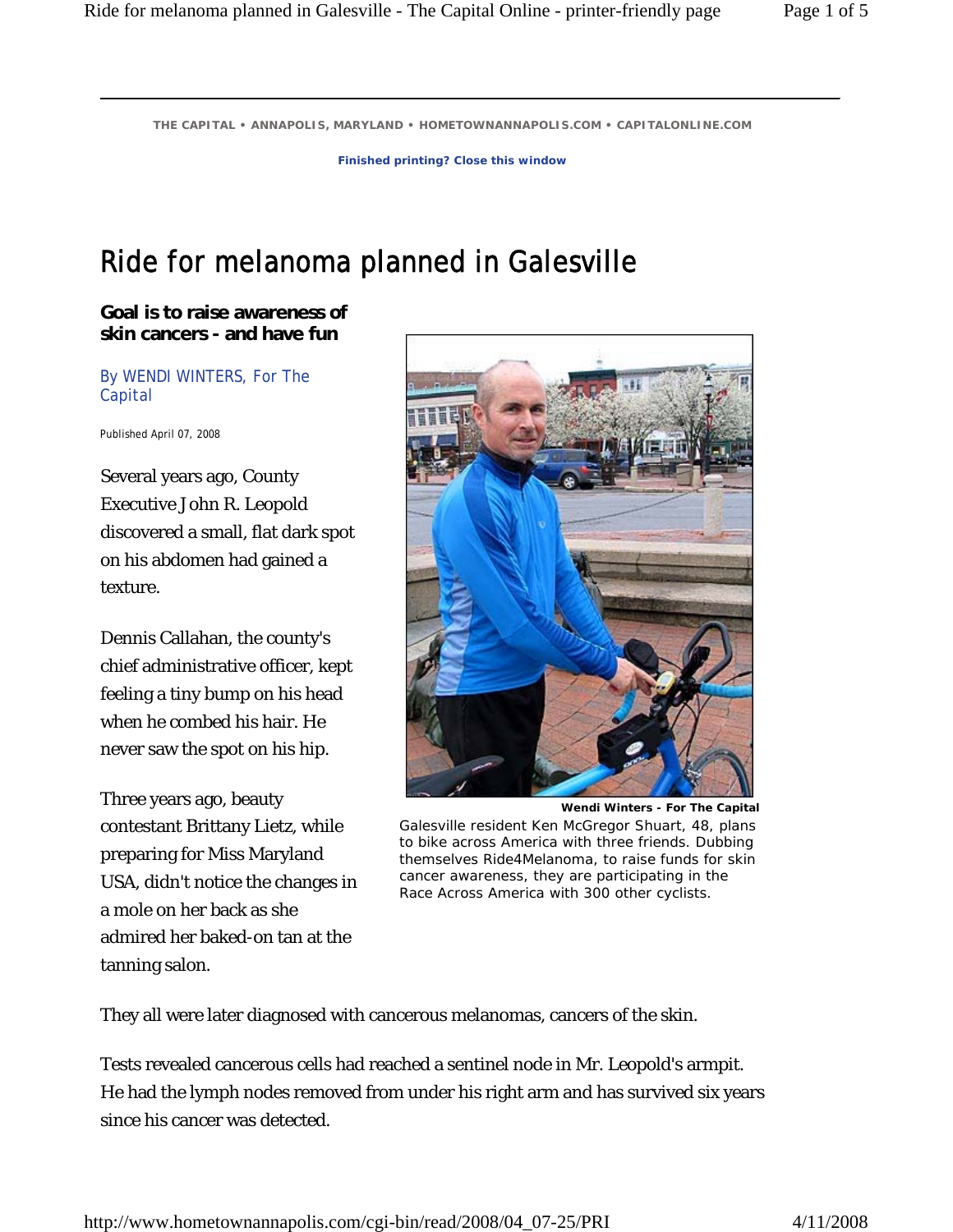THE CAPITAL • ANNAPOLIS, MARYLAND • HOMETOWNANNAPOLIS.COM • CAPITALONLINE.COM

Finished printing? Close this window

# Ride for melanoma planned in Galesville

**Goal is to raise awareness of skin cancers - and have fun**

By WENDI WINTERS, For The Capital

Published April 07, 2008

Several years ago, County Executive John R. Leopold discovered a small, flat dark spot on his abdomen had gained a texture.

Dennis Callahan, the county's chief administrative officer, kept feeling a tiny bump on his head when he combed his hair. He never saw the spot on his hip.

Three years ago, beauty contestant Brittany Lietz, while preparing for Miss Maryland USA, didn't notice the changes in a mole on her back as she admired her baked-on tan at the tanning salon.

**Wendi Winters - For The Capital**

Galesville resident Ken McGregor Shuart, 48, plans to bike across America with three friends. Dubbing themselves Ride4Melanoma, to raise funds for skin cancer awareness, they are participating in the Race Across America with 300 other cyclists.

They all were later diagnosed with cancerous melanomas, cancers of the skin.

Tests revealed cancerous cells had reached a sentinel node in Mr. Leopold's armpit. He had the lymph nodes removed from under his right arm and has survived six years since his cancer was detected.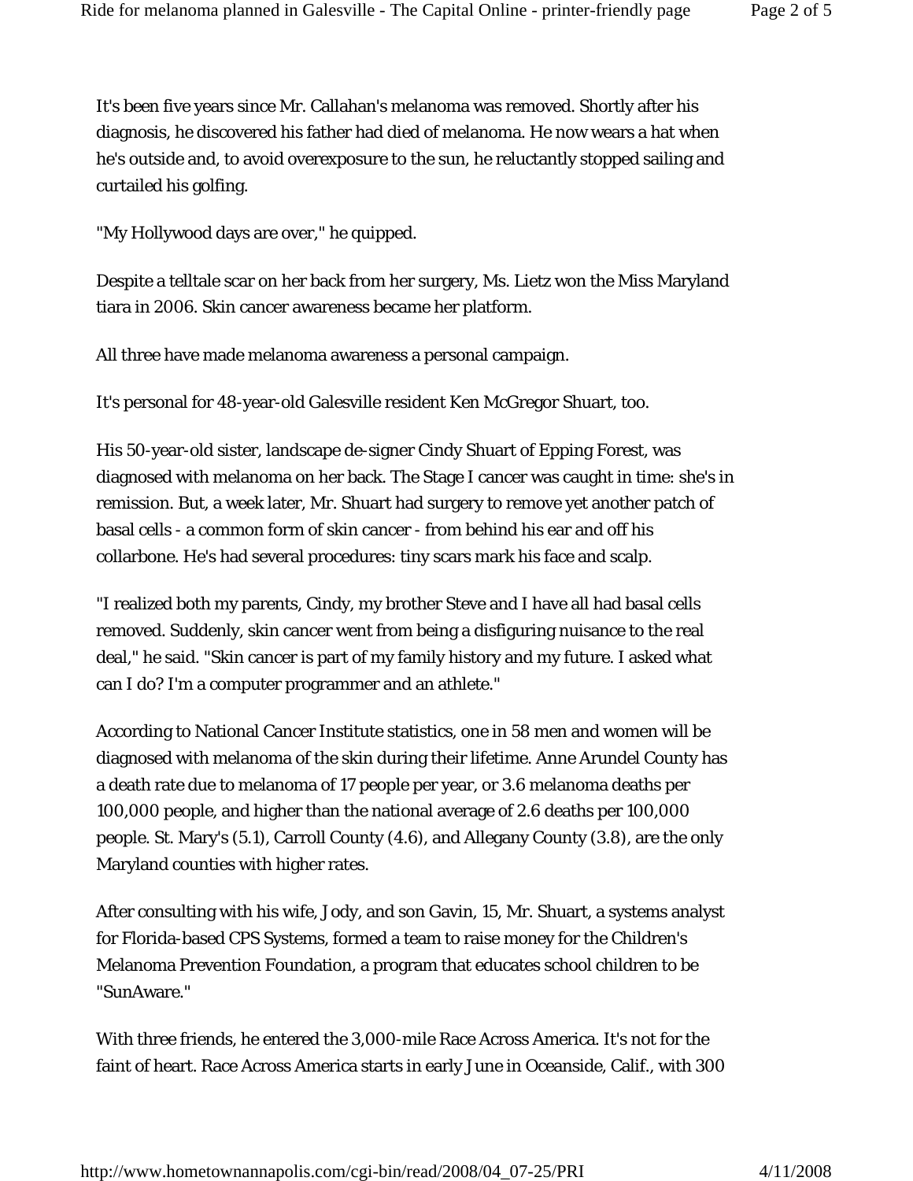It's been five years since Mr. Callahan's melanoma was removed. Shortly after his diagnosis, he discovered his father had died of melanoma. He now wears a hat when he's outside and, to avoid overexposure to the sun, he reluctantly stopped sailing and curtailed his golfing.

"My Hollywood days are over," he quipped.

Despite a telltale scar on her back from her surgery, Ms. Lietz won the Miss Maryland tiara in 2006. Skin cancer awareness became her platform.

All three have made melanoma awareness a personal campaign.

It's personal for 48-year-old Galesville resident Ken McGregor Shuart, too.

His 50-year-old sister, landscape de-signer Cindy Shuart of Epping Forest, was diagnosed with melanoma on her back. The Stage I cancer was caught in time: she's in remission. But, a week later, Mr. Shuart had surgery to remove yet another patch of basal cells - a common form of skin cancer - from behind his ear and off his collarbone. He's had several procedures: tiny scars mark his face and scalp.

"I realized both my parents, Cindy, my brother Steve and I have all had basal cells removed. Suddenly, skin cancer went from being a disfiguring nuisance to the real deal," he said. "Skin cancer is part of my family history and my future. I asked what can I do? I'm a computer programmer and an athlete."

According to National Cancer Institute statistics, one in 58 men and women will be diagnosed with melanoma of the skin during their lifetime. Anne Arundel County has a death rate due to melanoma of 17 people per year, or 3.6 melanoma deaths per 100,000 people, and higher than the national average of 2.6 deaths per 100,000 people. St. Mary's (5.1), Carroll County (4.6), and Allegany County (3.8), are the only Maryland counties with higher rates.

After consulting with his wife, Jody, and son Gavin, 15, Mr. Shuart, a systems analyst for Florida-based CPS Systems, formed a team to raise money for the Children's Melanoma Prevention Foundation, a program that educates school children to be "SunAware."

With three friends, he entered the 3,000-mile Race Across America. It's not for the faint of heart. Race Across America starts in early June in Oceanside, Calif., with 300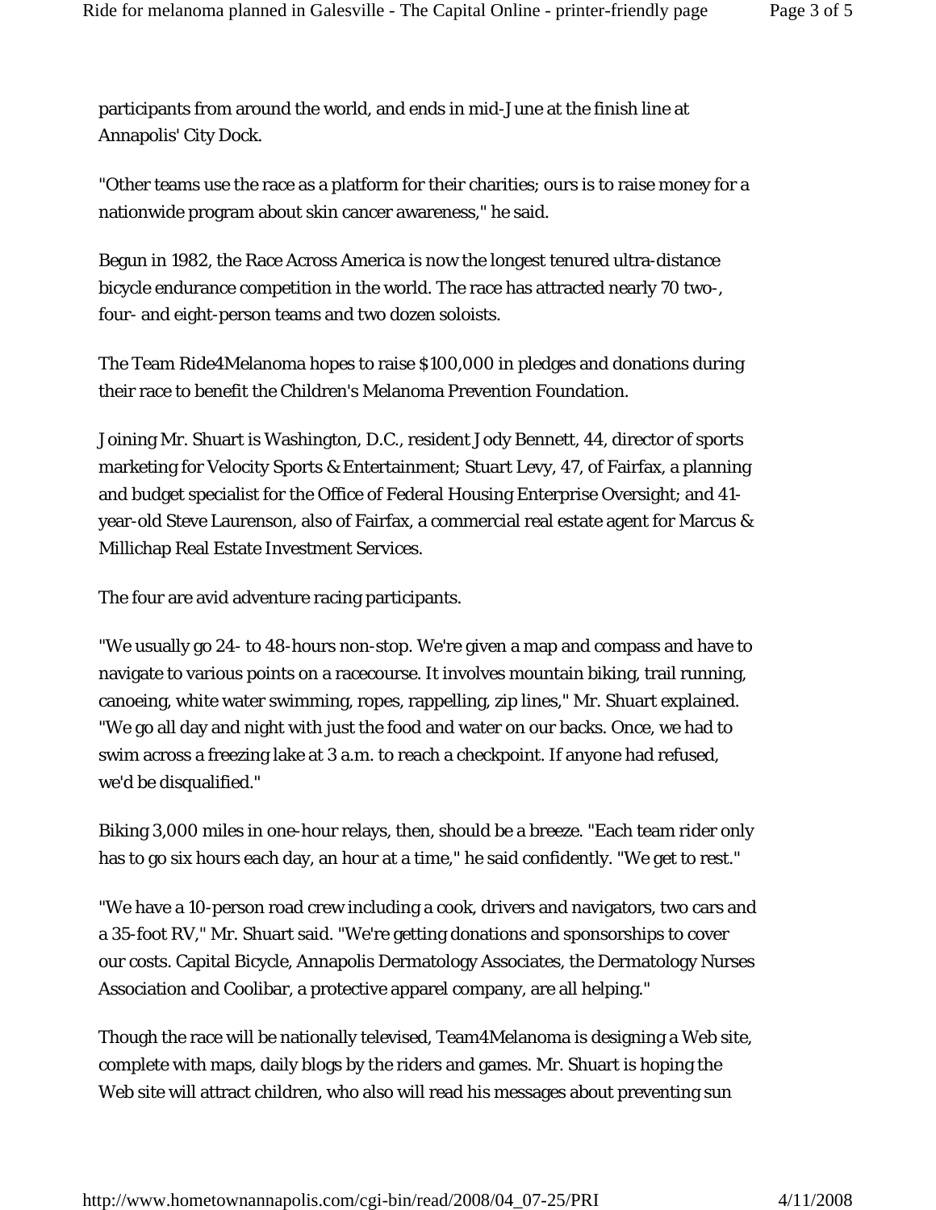participants from around the world, and ends in mid-June at the finish line at Annapolis' City Dock.

"Other teams use the race as a platform for their charities; ours is to raise money for a nationwide program about skin cancer awareness," he said.

Begun in 1982, the Race Across America is now the longest tenured ultra-distance bicycle endurance competition in the world. The race has attracted nearly 70 two-, four- and eight-person teams and two dozen soloists.

The Team Ride4Melanoma hopes to raise $100,000 in pledges and donations during their race to benefit the Children's Melanoma Prevention Foundation.

Joining Mr. Shuart is Washington, D.C., resident Jody Bennett, 44, director of sports marketing for Velocity Sports & Entertainment; Stuart Levy, 47, of Fairfax, a planning and budget specialist for the Office of Federal Housing Enterprise Oversight; and 41-year-old Steve Laurenson, also of Fairfax, a commercial real estate agent for Marcus & Millichap Real Estate Investment Services.

The four are avid adventure racing participants.

"We usually go 24- to 48-hours non-stop. We're given a map and compass and have to navigate to various points on a racecourse. It involves mountain biking, trail running, canoeing, white water swimming, ropes, rappelling, zip lines," Mr. Shuart explained. "We go all day and night with just the food and water on our backs. Once, we had to swim across a freezing lake at 3 a.m. to reach a checkpoint. If anyone had refused, we'd be disqualified."

Biking 3,000 miles in one-hour relays, then, should be a breeze. "Each team rider only has to go six hours each day, an hour at a time," he said confidently. "We get to rest."

"We have a 10-person road crew including a cook, drivers and navigators, two cars and a 35-foot RV," Mr. Shuart said. "We're getting donations and sponsorships to cover our costs. Capital Bicycle, Annapolis Dermatology Associates, the Dermatology Nurses Association and Coolibar, a protective apparel company, are all helping."

Though the race will be nationally televised, Team4Melanoma is designing a Web site, complete with maps, daily blogs by the riders and games. Mr. Shuart is hoping the Web site will attract children, who also will read his messages about preventing sun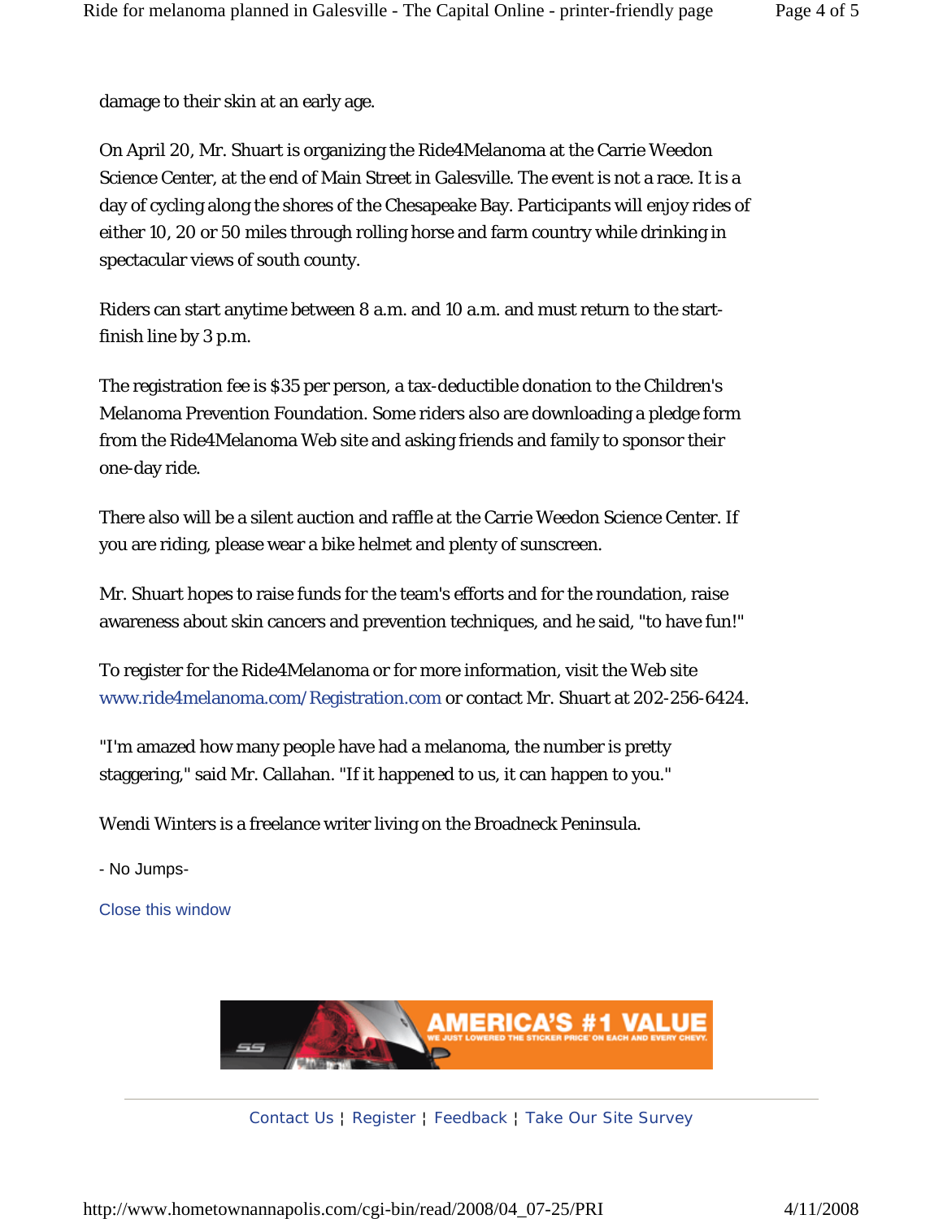damage to their skin at an early age.

On April 20, Mr. Shuart is organizing the Ride4Melanoma at the Carrie Weedon Science Center, at the end of Main Street in Galesville. The event is not a race. It is a day of cycling along the shores of the Chesapeake Bay. Participants will enjoy rides of either 10, 20 or 50 miles through rolling horse and farm country while drinking in spectacular views of south county.

Riders can start anytime between 8 a.m. and 10 a.m. and must return to the start-finish line by 3 p.m.

The registration fee is $35 per person, a tax-deductible donation to the Children's Melanoma Prevention Foundation. Some riders also are downloading a pledge form from the Ride4Melanoma Web site and asking friends and family to sponsor their one-day ride.

There also will be a silent auction and raffle at the Carrie Weedon Science Center. If you are riding, please wear a bike helmet and plenty of sunscreen.

Mr. Shuart hopes to raise funds for the team's efforts and for the roundation, raise awareness about skin cancers and prevention techniques, and he said, "to have fun!"

To register for the Ride4Melanoma or for more information, visit the Web site www.ride4melanoma.com/Registration.com or contact Mr. Shuart at 202-256-6424.

"I'm amazed how many people have had a melanoma, the number is pretty staggering," said Mr. Callahan. "If it happened to us, it can happen to you."

Wendi Winters is a freelance writer living on the Broadneck Peninsula.

- No Jumps-

Close this window

Contact Us ¦ Register ¦ Feedback ¦ Take Our Site Survey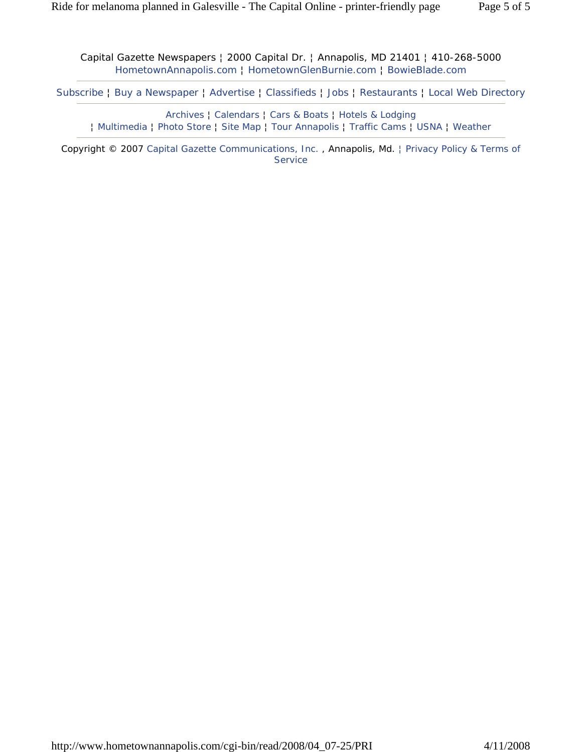Capital Gazette Newspapers ¦ 2000 Capital Dr. ¦ Annapolis, MD 21401 ¦ 410-268-5000
HometownAnnapolis.com ¦ HometownGlenBurnie.com ¦ BowieBlade.com

---

Subscribe ¦ Buy a Newspaper ¦ Advertise ¦ Classifieds ¦ Jobs ¦ Restaurants ¦ Local Web Directory

---

Archives ¦ Calendars ¦ Cars & Boats ¦ Hotels & Lodging
¦ Multimedia ¦ Photo Store ¦ Site Map ¦ Tour Annapolis ¦ Traffic Cams ¦ USNA ¦ Weather

---

Copyright © 2007 Capital Gazette Communications, Inc. , Annapolis, Md. ¦ Privacy Policy & Terms of Service